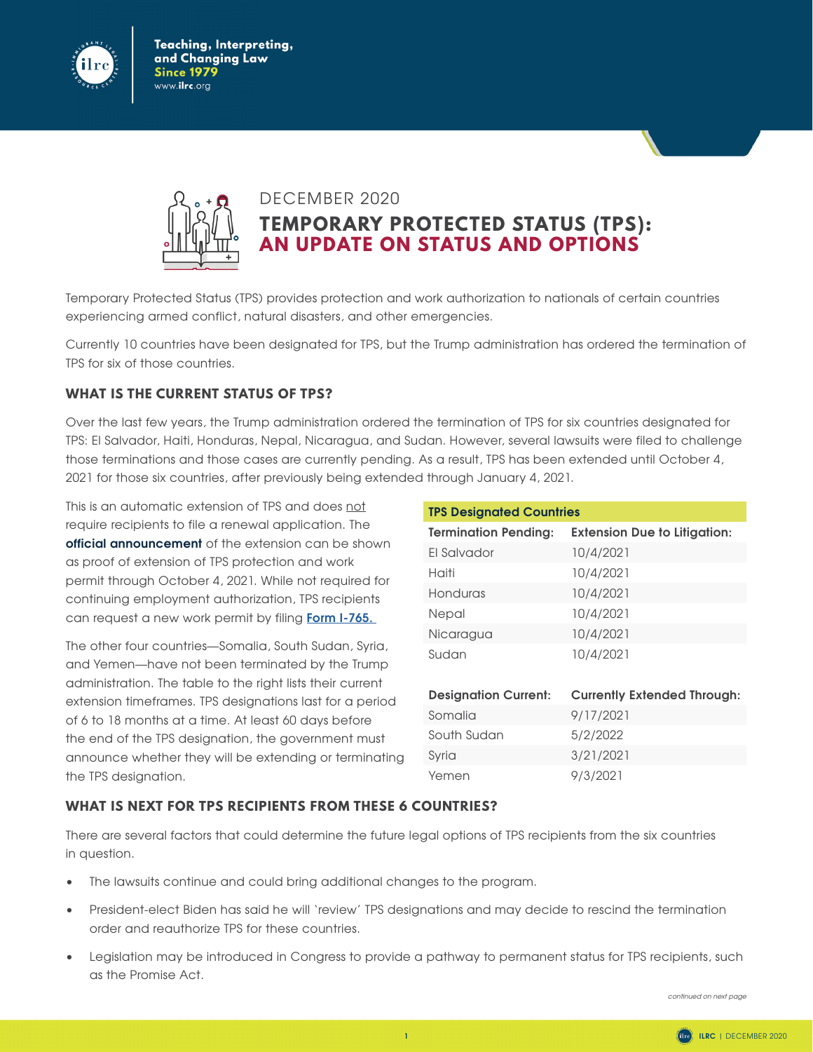Teaching, Interpreting, and Changing Law
Since 1979
www.ilrc.org

DECEMBER 2020

# TEMPORARY PROTECTED STATUS (TPS): AN UPDATE ON STATUS AND OPTIONS

Temporary Protected Status (TPS) provides protection and work authorization to nationals of certain countries experiencing armed conflict, natural disasters, and other emergencies.

Currently 10 countries have been designated for TPS, but the Trump administration has ordered the termination of TPS for six of those countries.

## WHAT IS THE CURRENT STATUS OF TPS?

Over the last few years, the Trump administration ordered the termination of TPS for six countries designated for TPS: El Salvador, Haiti, Honduras, Nepal, Nicaragua, and Sudan. However, several lawsuits were filed to challenge those terminations and those cases are currently pending. As a result, TPS has been extended until October 4, 2021 for those six countries, after previously being extended through January 4, 2021.

This is an automatic extension of TPS and does not require recipients to file a renewal application. The **official announcement** of the extension can be shown as proof of extension of TPS protection and work permit through October 4, 2021. While not required for continuing employment authorization, TPS recipients can request a new work permit by filing **Form I-765.**

The other four countries—Somalia, South Sudan, Syria, and Yemen—have not been terminated by the Trump administration. The table to the right lists their current extension timeframes. TPS designations last for a period of 6 to 18 months at a time. At least 60 days before the end of the TPS designation, the government must announce whether they will be extending or terminating the TPS designation.

| TPS Designated Countries | |
|---|---|
| **Termination Pending:** | **Extension Due to Litigation:** |
| El Salvador | 10/4/2021 |
| Haiti | 10/4/2021 |
| Honduras | 10/4/2021 |
| Nepal | 10/4/2021 |
| Nicaragua | 10/4/2021 |
| Sudan | 10/4/2021 |
| **Designation Current:** | **Currently Extended Through:** |
| Somalia | 9/17/2021 |
| South Sudan | 5/2/2022 |
| Syria | 3/21/2021 |
| Yemen | 9/3/2021 |

## WHAT IS NEXT FOR TPS RECIPIENTS FROM THESE 6 COUNTRIES?

There are several factors that could determine the future legal options of TPS recipients from the six countries in question.

- The lawsuits continue and could bring additional changes to the program.
- President-elect Biden has said he will 'review' TPS designations and may decide to rescind the termination order and reauthorize TPS for these countries.
- Legislation may be introduced in Congress to provide a pathway to permanent status for TPS recipients, such as the Promise Act.

*continued on next page*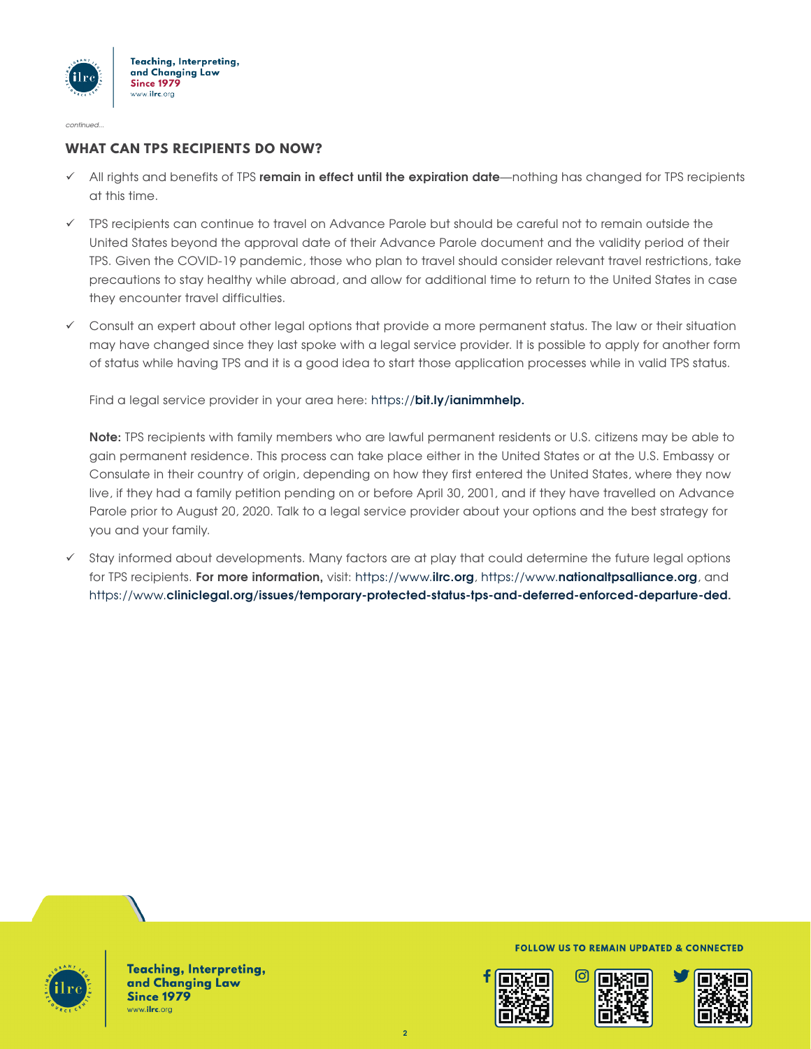*continued...*

## WHAT CAN TPS RECIPIENTS DO NOW?

- ✓ All rights and benefits of TPS **remain in effect until the expiration date**—nothing has changed for TPS recipients at this time.
- ✓ TPS recipients can continue to travel on Advance Parole but should be careful not to remain outside the United States beyond the approval date of their Advance Parole document and the validity period of their TPS. Given the COVID-19 pandemic, those who plan to travel should consider relevant travel restrictions, take precautions to stay healthy while abroad, and allow for additional time to return to the United States in case they encounter travel difficulties.
- ✓ Consult an expert about other legal options that provide a more permanent status. The law or their situation may have changed since they last spoke with a legal service provider. It is possible to apply for another form of status while having TPS and it is a good idea to start those application processes while in valid TPS status.

  Find a legal service provider in your area here: https://**bit.ly/ianimmhelp.**

  **Note:** TPS recipients with family members who are lawful permanent residents or U.S. citizens may be able to gain permanent residence. This process can take place either in the United States or at the U.S. Embassy or Consulate in their country of origin, depending on how they first entered the United States, where they now live, if they had a family petition pending on or before April 30, 2001, and if they have travelled on Advance Parole prior to August 20, 2020. Talk to a legal service provider about your options and the best strategy for you and your family.

- ✓ Stay informed about developments. Many factors are at play that could determine the future legal options for TPS recipients. **For more information,** visit: https://www.**ilrc.org**, https://www.**nationaltpsalliance.org**, and https://www.**cliniclegal.org/issues/temporary-protected-status-tps-and-deferred-enforced-departure-ded.**

FOLLOW US TO REMAIN UPDATED & CONNECTED